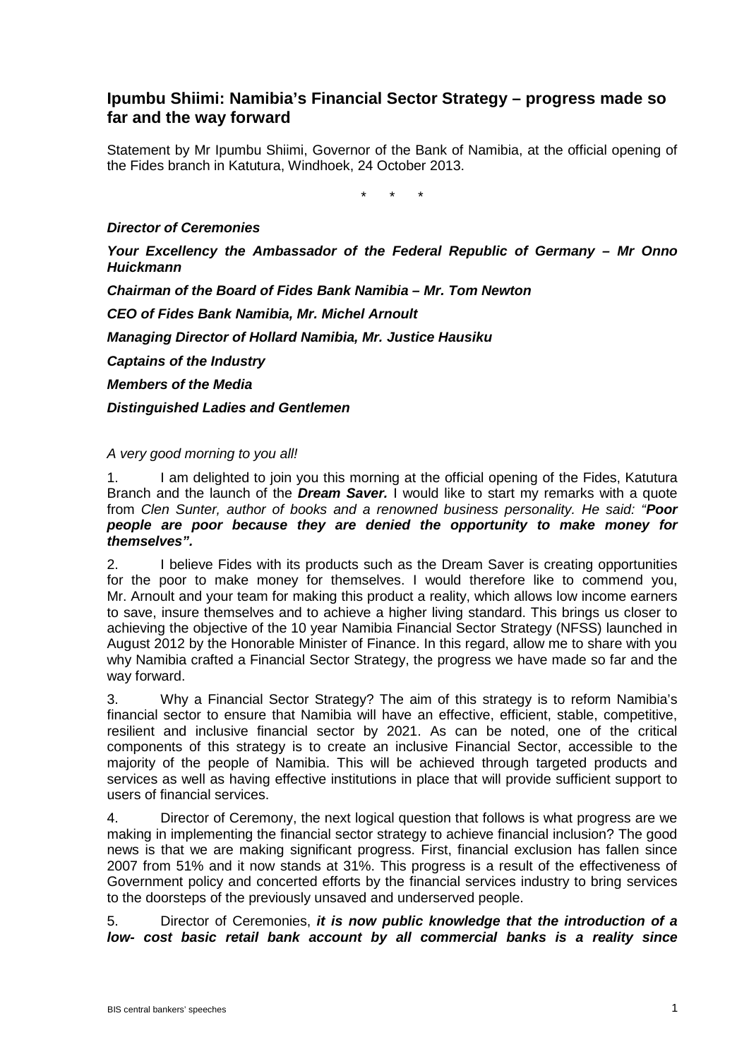# Ipumbu Shiimi: Namibia's Financial Sector Strategy – progress made so far and the way forward

Statement by Mr Ipumbu Shiimi, Governor of the Bank of Namibia, at the official opening of the Fides branch in Katutura, Windhoek, 24 October 2013.

\* \* \*

***Director of Ceremonies***

***Your Excellency the Ambassador of the Federal Republic of Germany – Mr Onno Huickmann***

***Chairman of the Board of Fides Bank Namibia – Mr. Tom Newton***

***CEO of Fides Bank Namibia, Mr. Michel Arnoult***

***Managing Director of Hollard Namibia, Mr. Justice Hausiku***

***Captains of the Industry***

***Members of the Media***

***Distinguished Ladies and Gentlemen***

*A very good morning to you all!*

1. I am delighted to join you this morning at the official opening of the Fides, Katutura Branch and the launch of the ***Dream Saver.*** I would like to start my remarks with a quote from *Clen Sunter, author of books and a renowned business personality. He said: "**Poor people are poor because they are denied the opportunity to make money for themselves".***

2. I believe Fides with its products such as the Dream Saver is creating opportunities for the poor to make money for themselves. I would therefore like to commend you, Mr. Arnoult and your team for making this product a reality, which allows low income earners to save, insure themselves and to achieve a higher living standard. This brings us closer to achieving the objective of the 10 year Namibia Financial Sector Strategy (NFSS) launched in August 2012 by the Honorable Minister of Finance. In this regard, allow me to share with you why Namibia crafted a Financial Sector Strategy, the progress we have made so far and the way forward.

3. Why a Financial Sector Strategy? The aim of this strategy is to reform Namibia's financial sector to ensure that Namibia will have an effective, efficient, stable, competitive, resilient and inclusive financial sector by 2021. As can be noted, one of the critical components of this strategy is to create an inclusive Financial Sector, accessible to the majority of the people of Namibia. This will be achieved through targeted products and services as well as having effective institutions in place that will provide sufficient support to users of financial services.

4. Director of Ceremony, the next logical question that follows is what progress are we making in implementing the financial sector strategy to achieve financial inclusion? The good news is that we are making significant progress. First, financial exclusion has fallen since 2007 from 51% and it now stands at 31%. This progress is a result of the effectiveness of Government policy and concerted efforts by the financial services industry to bring services to the doorsteps of the previously unsaved and underserved people.

5. Director of Ceremonies, ***it is now public knowledge that the introduction of a low- cost basic retail bank account by all commercial banks is a reality since***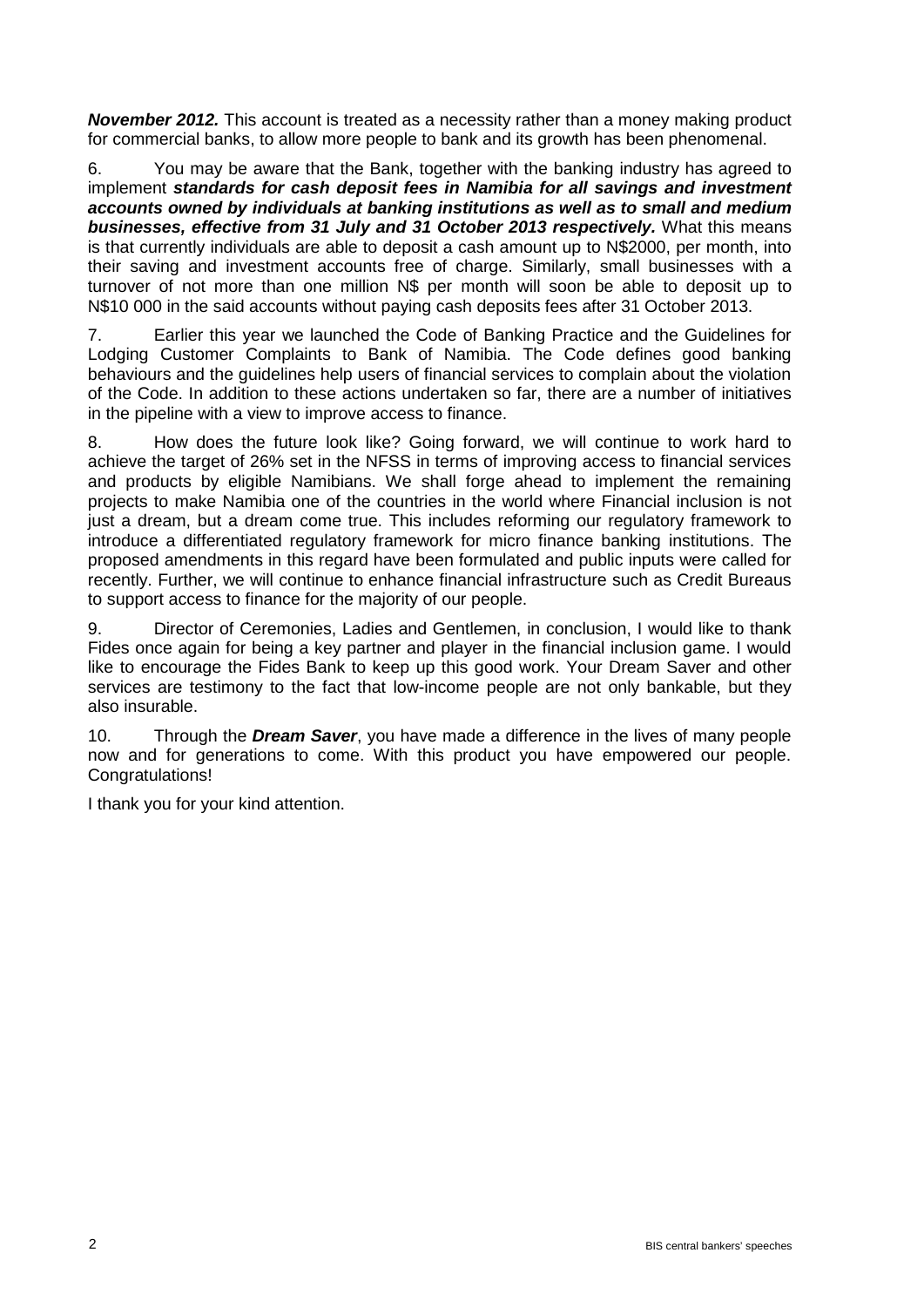***November 2012.*** This account is treated as a necessity rather than a money making product for commercial banks, to allow more people to bank and its growth has been phenomenal.

6. You may be aware that the Bank, together with the banking industry has agreed to implement ***standards for cash deposit fees in Namibia for all savings and investment accounts owned by individuals at banking institutions as well as to small and medium businesses, effective from 31 July and 31 October 2013 respectively.*** What this means is that currently individuals are able to deposit a cash amount up to N$2000, per month, into their saving and investment accounts free of charge. Similarly, small businesses with a turnover of not more than one million N$ per month will soon be able to deposit up to N$10 000 in the said accounts without paying cash deposits fees after 31 October 2013.

7. Earlier this year we launched the Code of Banking Practice and the Guidelines for Lodging Customer Complaints to Bank of Namibia. The Code defines good banking behaviours and the guidelines help users of financial services to complain about the violation of the Code. In addition to these actions undertaken so far, there are a number of initiatives in the pipeline with a view to improve access to finance.

8. How does the future look like? Going forward, we will continue to work hard to achieve the target of 26% set in the NFSS in terms of improving access to financial services and products by eligible Namibians. We shall forge ahead to implement the remaining projects to make Namibia one of the countries in the world where Financial inclusion is not just a dream, but a dream come true. This includes reforming our regulatory framework to introduce a differentiated regulatory framework for micro finance banking institutions. The proposed amendments in this regard have been formulated and public inputs were called for recently. Further, we will continue to enhance financial infrastructure such as Credit Bureaus to support access to finance for the majority of our people.

9. Director of Ceremonies, Ladies and Gentlemen, in conclusion, I would like to thank Fides once again for being a key partner and player in the financial inclusion game. I would like to encourage the Fides Bank to keep up this good work. Your Dream Saver and other services are testimony to the fact that low-income people are not only bankable, but they also insurable.

10. Through the ***Dream Saver***, you have made a difference in the lives of many people now and for generations to come. With this product you have empowered our people. Congratulations!

I thank you for your kind attention.